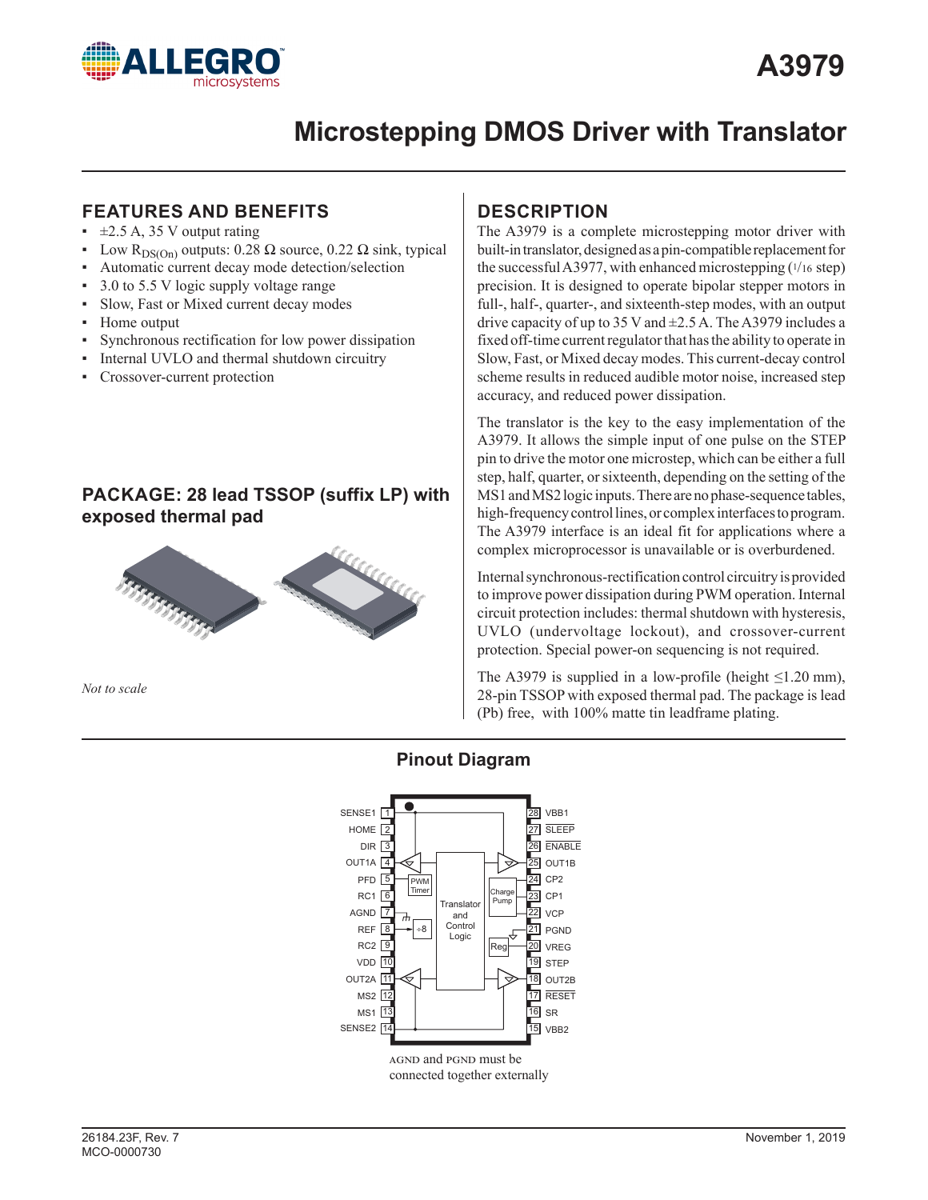# A3979

# Microstepping DMOS Driver with Translator

## FEATURES AND BENEFITS

- ±2.5 A, 35 V output rating
- Low $R_{DS(On)}$ outputs: 0.28 Ω source, 0.22 Ω sink, typical
- Automatic current decay mode detection/selection
- 3.0 to 5.5 V logic supply voltage range
- Slow, Fast or Mixed current decay modes
- Home output
- Synchronous rectification for low power dissipation
- Internal UVLO and thermal shutdown circuitry
- Crossover-current protection

## PACKAGE: 28 lead TSSOP (suffix LP) with exposed thermal pad

*Not to scale*

## DESCRIPTION

The A3979 is a complete microstepping motor driver with built-in translator, designed as a pin-compatible replacement for the successful A3977, with enhanced microstepping (1/16 step) precision. It is designed to operate bipolar stepper motors in full-, half-, quarter-, and sixteenth-step modes, with an output drive capacity of up to 35 V and ±2.5 A. The A3979 includes a fixed off-time current regulator that has the ability to operate in Slow, Fast, or Mixed decay modes. This current-decay control scheme results in reduced audible motor noise, increased step accuracy, and reduced power dissipation.

The translator is the key to the easy implementation of the A3979. It allows the simple input of one pulse on the STEP pin to drive the motor one microstep, which can be either a full step, half, quarter, or sixteenth, depending on the setting of the MS1 and MS2 logic inputs. There are no phase-sequence tables, high-frequency control lines, or complex interfaces to program. The A3979 interface is an ideal fit for applications where a complex microprocessor is unavailable or is overburdened.

Internal synchronous-rectification control circuitry is provided to improve power dissipation during PWM operation. Internal circuit protection includes: thermal shutdown with hysteresis, UVLO (undervoltage lockout), and crossover-current protection. Special power-on sequencing is not required.

The A3979 is supplied in a low-profile (height ≤1.20 mm), 28-pin TSSOP with exposed thermal pad. The package is lead (Pb) free, with 100% matte tin leadframe plating.

## Pinout Diagram

| Pin | Name | Pin | Name |
|---|---|---|---|
| 1 | SENSE1 | 28 | VBB1 |
| 2 | HOME | 27 | SLEEP |
| 3 | DIR | 26 | ENABLE |
| 4 | OUT1A | 25 | OUT1B |
| 5 | PFD | 24 | CP2 |
| 6 | RC1 | 23 | CP1 |
| 7 | AGND | 22 | VCP |
| 8 | REF | 21 | PGND |
| 9 | RC2 | 20 | VREG |
| 10 | VDD | 19 | STEP |
| 11 | OUT2A | 18 | OUT2B |
| 12 | MS2 | 17 | RESET |
| 13 | MS1 | 16 | SR |
| 14 | SENSE2 | 15 | VBB2 |

AGND and PGND must be connected together externally

26184.23F, Rev. 7
MCO-0000730

November 1, 2019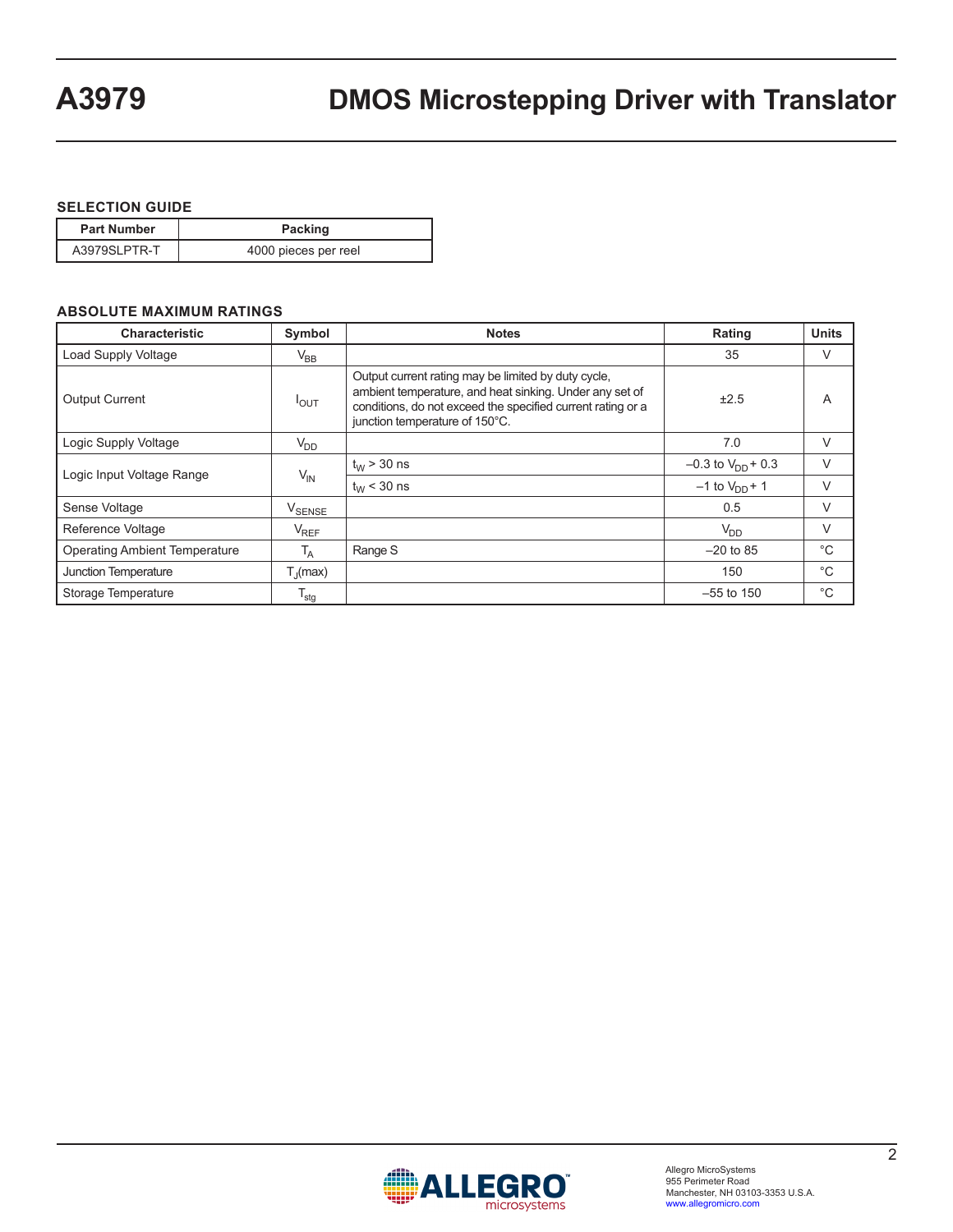## SELECTION GUIDE

| Part Number | Packing |
|---|---|
| A3979SLPTR-T | 4000 pieces per reel |

## ABSOLUTE MAXIMUM RATINGS

| Characteristic | Symbol | Notes | Rating | Units |
|---|---|---|---|---|
| Load Supply Voltage | $V_{BB}$ | | 35 | V |
| Output Current | $I_{OUT}$ | Output current rating may be limited by duty cycle, ambient temperature, and heat sinking. Under any set of conditions, do not exceed the specified current rating or a junction temperature of 150°C. | ±2.5 | A |
| Logic Supply Voltage | $V_{DD}$ | | 7.0 | V |
| Logic Input Voltage Range | $V_{IN}$ | $t_W$ > 30 ns | –0.3 to $V_{DD}$ + 0.3 | V |
| | | $t_W$ < 30 ns | –1 to $V_{DD}$ + 1 | V |
| Sense Voltage | $V_{SENSE}$ | | 0.5 | V |
| Reference Voltage | $V_{REF}$ | | $V_{DD}$ | V |
| Operating Ambient Temperature | $T_A$ | Range S | –20 to 85 | °C |
| Junction Temperature | $T_J(max)$ | | 150 | °C |
| Storage Temperature | $T_{stg}$ | | –55 to 150 | °C |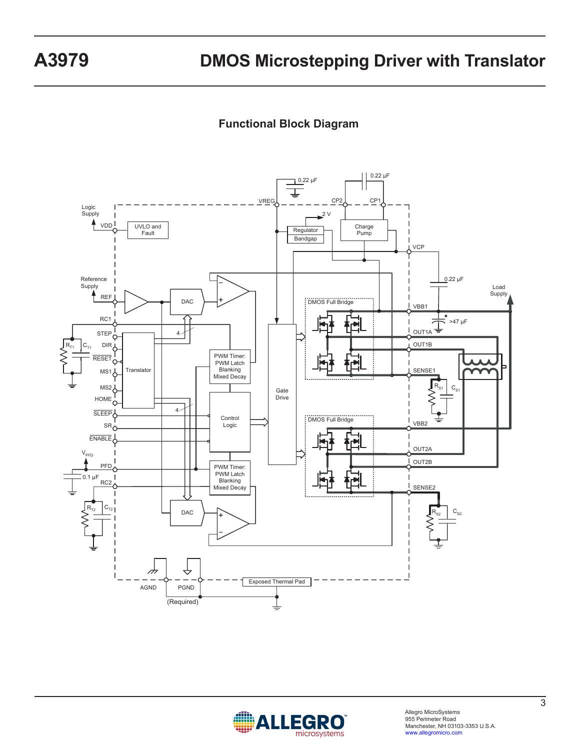## Functional Block Diagram

Logic Supply

VDD

UVLO and Fault

Reference Supply

REF

DAC

RC1

STEP

DIR

RESET

MS1

MS2

HOME

SLEEP

SR

ENABLE

Translator

4

4

PWM Timer: PWM Latch Blanking Mixed Decay

Control Logic

PWM Timer: PWM Latch Blanking Mixed Decay

DAC

$V_{PFD}$

PFD

0.1 µF

RC2

$R_{T1}$ $C_{T1}$

$R_{T2}$ $C_{T2}$

VREG

0.22 µF

2 V

Regulator

Bandgap

CP2

CP1

0.22 µF

Charge Pump

VCP

0.22 µF

Gate Drive

DMOS Full Bridge

DMOS Full Bridge

VBB1

>47 µF

Load Supply

OUT1A

OUT1B

SENSE1

$R_{S1}$ $C_{S1}$

VBB2

OUT2A

OUT2B

SENSE2

$R_{S2}$ $C_{S2}$

AGND

PGND

(Required)

Exposed Thermal Pad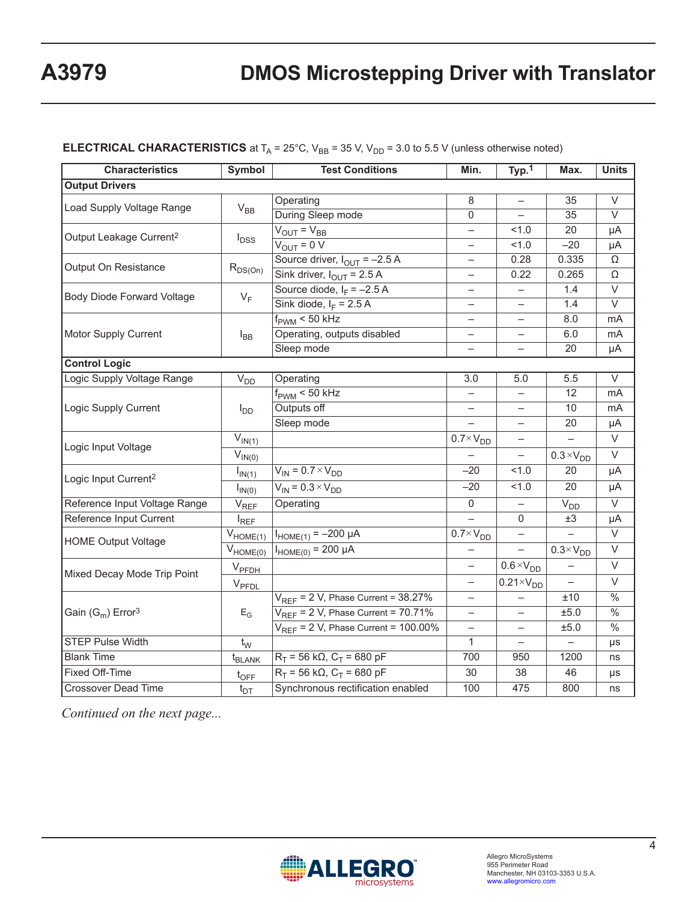**ELECTRICAL CHARACTERISTICS** at $T_A$ = 25°C, $V_{BB}$ = 35 V, $V_{DD}$ = 3.0 to 5.5 V (unless otherwise noted)

| Characteristics | Symbol | Test Conditions | Min. | Typ.[1] | Max. | Units |
|---|---|---|---|---|---|---|
| **Output Drivers** | | | | | | |
| Load Supply Voltage Range | $V_{BB}$ | Operating | 8 | – | 35 | V |
| | | During Sleep mode | 0 | – | 35 | V |
| Output Leakage Current[2] | $I_{DSS}$ | $V_{OUT} = V_{BB}$ | – | <1.0 | 20 | μA |
| | | $V_{OUT}$ = 0 V | – | <1.0 | –20 | μA |
| Output On Resistance | $R_{DS(On)}$ | Source driver, $I_{OUT}$ = –2.5 A | – | 0.28 | 0.335 | Ω |
| | | Sink driver, $I_{OUT}$ = 2.5 A | – | 0.22 | 0.265 | Ω |
| Body Diode Forward Voltage | $V_F$ | Source diode, $I_F$ = –2.5 A | – | – | 1.4 | V |
| | | Sink diode, $I_F$ = 2.5 A | – | – | 1.4 | V |
| Motor Supply Current | $I_{BB}$ | $f_{PWM}$ < 50 kHz | – | – | 8.0 | mA |
| | | Operating, outputs disabled | – | – | 6.0 | mA |
| | | Sleep mode | – | – | 20 | μA |
| **Control Logic** | | | | | | |
| Logic Supply Voltage Range | $V_{DD}$ | Operating | 3.0 | 5.0 | 5.5 | V |
| Logic Supply Current | $I_{DD}$ | $f_{PWM}$ < 50 kHz | – | – | 12 | mA |
| | | Outputs off | – | – | 10 | mA |
| | | Sleep mode | – | – | 20 | μA |
| Logic Input Voltage | $V_{IN(1)}$ | | $0.7 \times V_{DD}$ | – | – | V |
| | $V_{IN(0)}$ | | – | – | $0.3 \times V_{DD}$ | V |
| Logic Input Current[2] | $I_{IN(1)}$ | $V_{IN} = 0.7 \times V_{DD}$ | –20 | <1.0 | 20 | μA |
| | $I_{IN(0)}$ | $V_{IN} = 0.3 \times V_{DD}$ | –20 | <1.0 | 20 | μA |
| Reference Input Voltage Range | $V_{REF}$ | Operating | 0 | – | $V_{DD}$ | V |
| Reference Input Current | $I_{REF}$ | | – | 0 | ±3 | μA |
| HOME Output Voltage | $V_{HOME(1)}$ | $I_{HOME(1)}$ = –200 μA | $0.7 \times V_{DD}$ | – | – | V |
| | $V_{HOME(0)}$ | $I_{HOME(0)}$ = 200 μA | – | – | $0.3 \times V_{DD}$ | V |
| Mixed Decay Mode Trip Point | $V_{PFDH}$ | | – | $0.6 \times V_{DD}$ | – | V |
| | $V_{PFDL}$ | | – | $0.21 \times V_{DD}$ | – | V |
| Gain ($G_m$) Error[3] | $E_G$ | $V_{REF}$ = 2 V, Phase Current = 38.27% | – | – | ±10 | % |
| | | $V_{REF}$ = 2 V, Phase Current = 70.71% | – | – | ±5.0 | % |
| | | $V_{REF}$ = 2 V, Phase Current = 100.00% | – | – | ±5.0 | % |
| STEP Pulse Width | $t_W$ | | 1 | – | – | μs |
| Blank Time | $t_{BLANK}$ | $R_T$ = 56 kΩ, $C_T$ = 680 pF | 700 | 950 | 1200 | ns |
| Fixed Off-Time | $t_{OFF}$ | $R_T$ = 56 kΩ, $C_T$ = 680 pF | 30 | 38 | 46 | μs |
| Crossover Dead Time | $t_{DT}$ | Synchronous rectification enabled | 100 | 475 | 800 | ns |

*Continued on the next page...*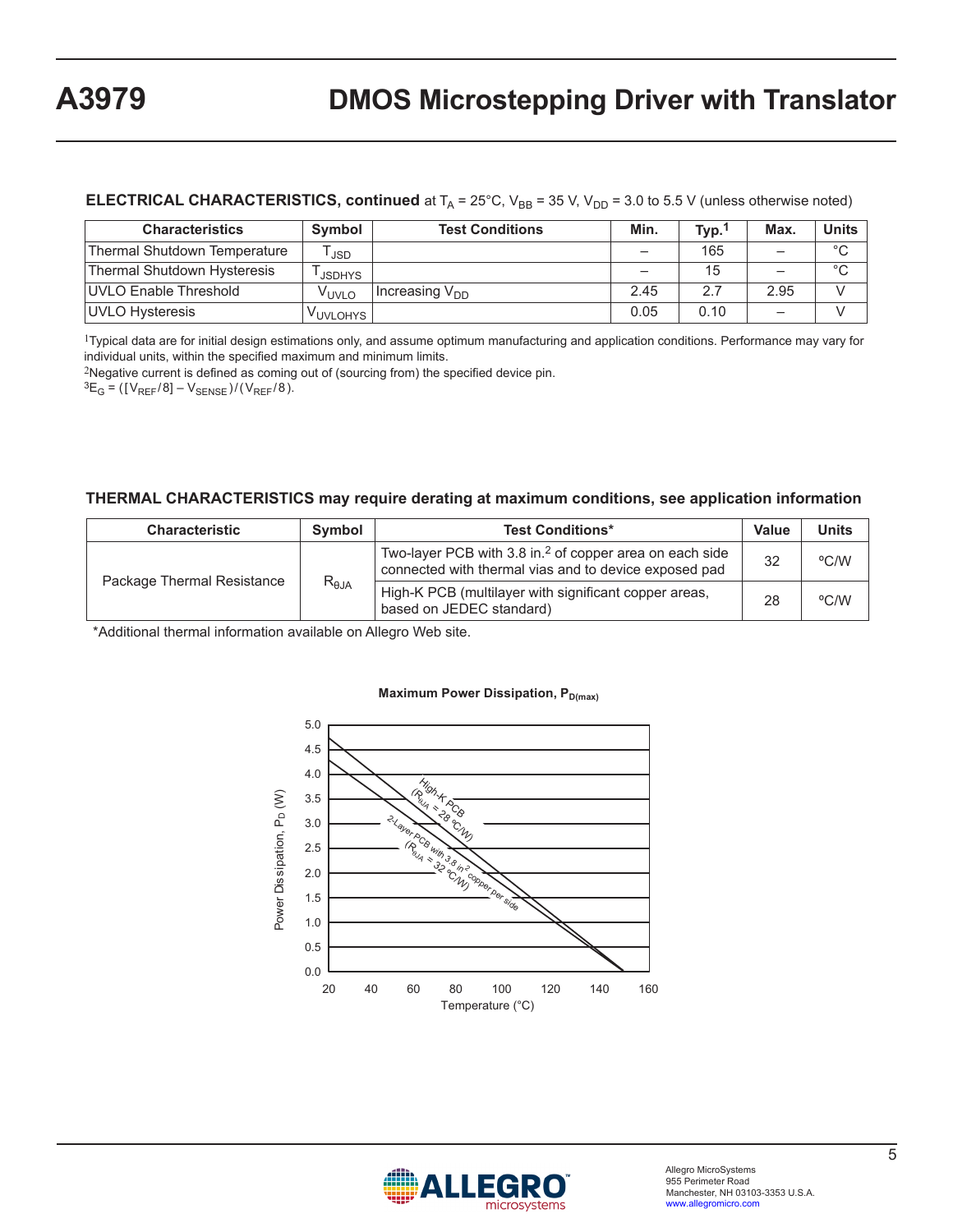**ELECTRICAL CHARACTERISTICS, continued** at $T_A$ = 25°C, $V_{BB}$ = 35 V, $V_{DD}$ = 3.0 to 5.5 V (unless otherwise noted)

| Characteristics | Symbol | Test Conditions | Min. | Typ.[1] | Max. | Units |
|---|---|---|---|---|---|---|
| Thermal Shutdown Temperature | $T_{JSD}$ | | – | 165 | – | °C |
| Thermal Shutdown Hysteresis | $T_{JSDHYS}$ | | – | 15 | – | °C |
| UVLO Enable Threshold | $V_{UVLO}$ | Increasing $V_{DD}$ | 2.45 | 2.7 | 2.95 | V |
| UVLO Hysteresis | $V_{UVLOHYS}$ | | 0.05 | 0.10 | – | V |

[1]Typical data are for initial design estimations only, and assume optimum manufacturing and application conditions. Performance may vary for individual units, within the specified maximum and minimum limits.
[2]Negative current is defined as coming out of (sourcing from) the specified device pin.
[3]$E_G = ([V_{REF}/8] - V_{SENSE})/(V_{REF}/8)$.

**THERMAL CHARACTERISTICS may require derating at maximum conditions, see application information**

| Characteristic | Symbol | Test Conditions* | Value | Units |
|---|---|---|---|---|
| Package Thermal Resistance | $R_{\theta JA}$ | Two-layer PCB with 3.8 in.$^2$ of copper area on each side connected with thermal vias and to device exposed pad | 32 | °C/W |
| | | High-K PCB (multilayer with significant copper areas, based on JEDEC standard) | 28 | °C/W |

*Additional thermal information available on Allegro Web site.

**Maximum Power Dissipation, $P_{D(max)}$**

| Temperature (°C) | High-K PCB ($R_{\theta JA}$ = 28 °C/W), $P_D$ (W) | 2-Layer PCB with 3.8 in$^2$ copper per side ($R_{\theta JA}$ = 32 °C/W), $P_D$ (W) |
|---|---|---|
| 20 | 4.7 (approx.) | 4.3 (approx.) |
| 150 | 0.0 (approx.) | 0.0 (approx.) |

Values read from the chart; both curves are straight lines between these points.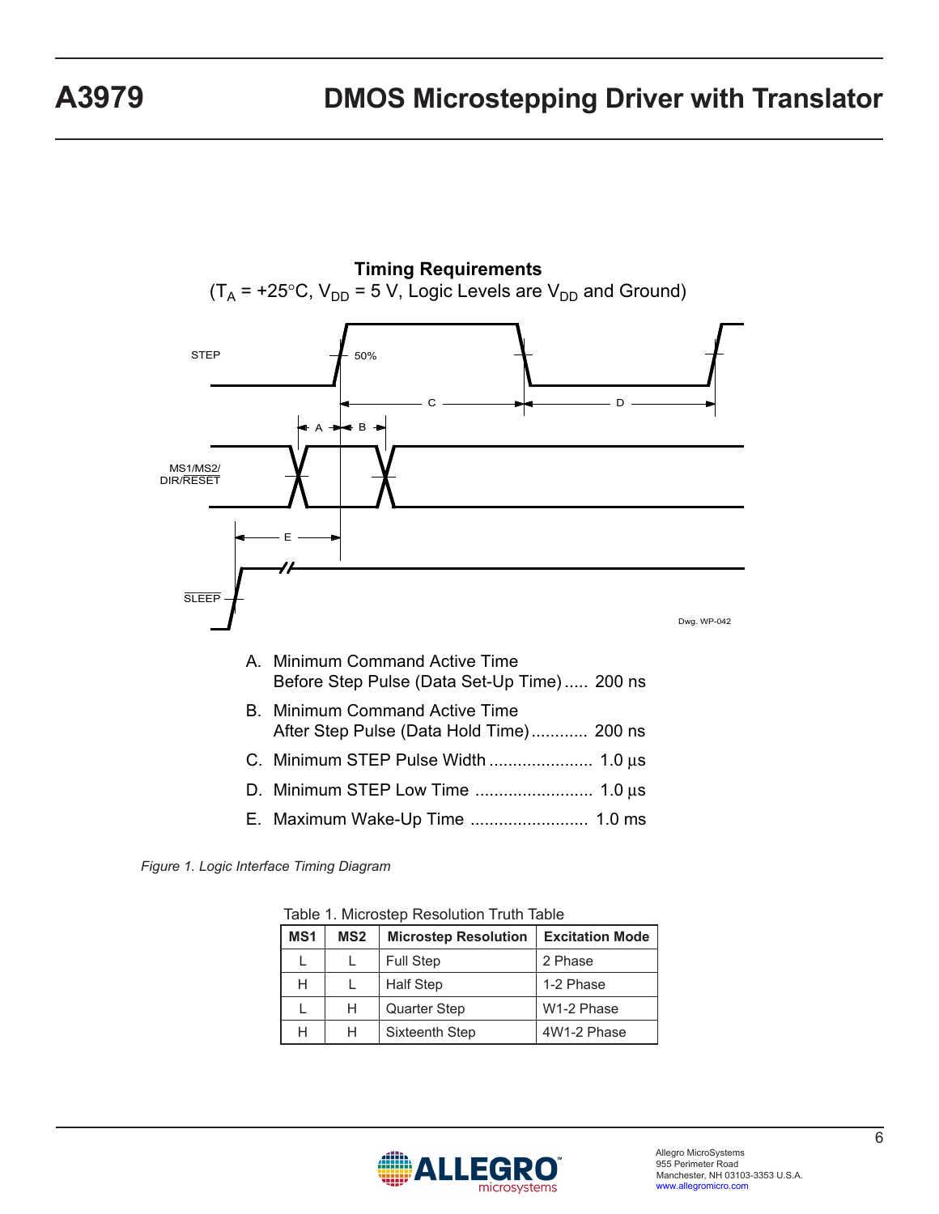## Timing Requirements

($T_A$ = +25°C, $V_{DD}$ = 5 V, Logic Levels are $V_{DD}$ and Ground)

A. Minimum Command Active Time Before Step Pulse (Data Set-Up Time) ..... 200 ns

B. Minimum Command Active Time After Step Pulse (Data Hold Time) ............ 200 ns

C. Minimum STEP Pulse Width ...................... 1.0 μs

D. Minimum STEP Low Time ......................... 1.0 μs

E. Maximum Wake-Up Time ......................... 1.0 ms

*Figure 1. Logic Interface Timing Diagram*

Table 1. Microstep Resolution Truth Table

| MS1 | MS2 | Microstep Resolution | Excitation Mode |
|---|---|---|---|
| L | L | Full Step | 2 Phase |
| H | L | Half Step | 1-2 Phase |
| L | H | Quarter Step | W1-2 Phase |
| H | H | Sixteenth Step | 4W1-2 Phase |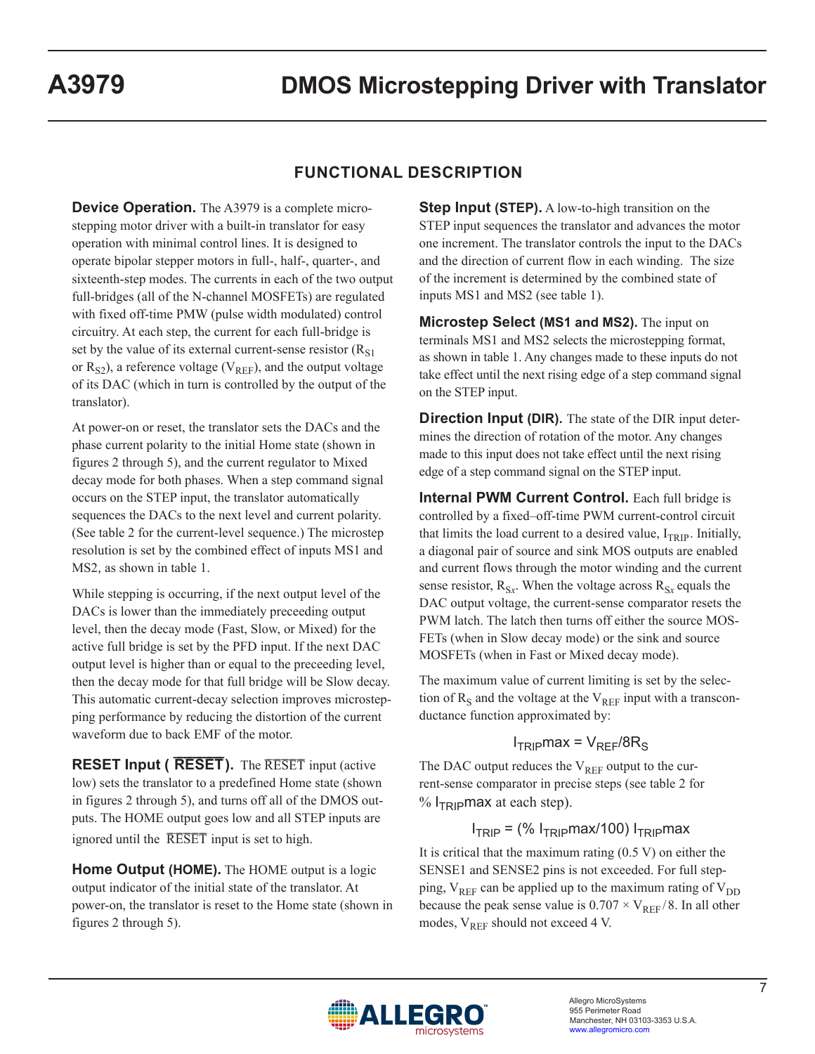## FUNCTIONAL DESCRIPTION

**Device Operation.** The A3979 is a complete microstepping motor driver with a built-in translator for easy operation with minimal control lines. It is designed to operate bipolar stepper motors in full-, half-, quarter-, and sixteenth-step modes. The currents in each of the two output full-bridges (all of the N-channel MOSFETs) are regulated with fixed off-time PMW (pulse width modulated) control circuitry. At each step, the current for each full-bridge is set by the value of its external current-sense resistor ($R_{S1}$ or $R_{S2}$), a reference voltage ($V_{REF}$), and the output voltage of its DAC (which in turn is controlled by the output of the translator).

At power-on or reset, the translator sets the DACs and the phase current polarity to the initial Home state (shown in figures 2 through 5), and the current regulator to Mixed decay mode for both phases. When a step command signal occurs on the STEP input, the translator automatically sequences the DACs to the next level and current polarity. (See table 2 for the current-level sequence.) The microstep resolution is set by the combined effect of inputs MS1 and MS2, as shown in table 1.

While stepping is occurring, if the next output level of the DACs is lower than the immediately preceeding output level, then the decay mode (Fast, Slow, or Mixed) for the active full bridge is set by the PFD input. If the next DAC output level is higher than or equal to the preceeding level, then the decay mode for that full bridge will be Slow decay. This automatic current-decay selection improves microstepping performance by reducing the distortion of the current waveform due to back EMF of the motor.

**RESET Input ( $\overline{\text{RESET}}$ ).** The $\overline{\text{RESET}}$ input (active low) sets the translator to a predefined Home state (shown in figures 2 through 5), and turns off all of the DMOS outputs. The HOME output goes low and all STEP inputs are ignored until the $\overline{\text{RESET}}$ input is set to high.

**Home Output (HOME).** The HOME output is a logic output indicator of the initial state of the translator. At power-on, the translator is reset to the Home state (shown in figures 2 through 5).

**Step Input (STEP).** A low-to-high transition on the STEP input sequences the translator and advances the motor one increment. The translator controls the input to the DACs and the direction of current flow in each winding. The size of the increment is determined by the combined state of inputs MS1 and MS2 (see table 1).

**Microstep Select (MS1 and MS2).** The input on terminals MS1 and MS2 selects the microstepping format, as shown in table 1. Any changes made to these inputs do not take effect until the next rising edge of a step command signal on the STEP input.

**Direction Input (DIR).** The state of the DIR input determines the direction of rotation of the motor. Any changes made to this input does not take effect until the next rising edge of a step command signal on the STEP input.

**Internal PWM Current Control.** Each full bridge is controlled by a fixed–off-time PWM current-control circuit that limits the load current to a desired value, $I_{TRIP}$. Initially, a diagonal pair of source and sink MOS outputs are enabled and current flows through the motor winding and the current sense resistor, $R_{Sx}$. When the voltage across $R_{Sx}$ equals the DAC output voltage, the current-sense comparator resets the PWM latch. The latch then turns off either the source MOSFETs (when in Slow decay mode) or the sink and source MOSFETs (when in Fast or Mixed decay mode).

The maximum value of current limiting is set by the selection of $R_S$ and the voltage at the $V_{REF}$ input with a transconductance function approximated by:

$$I_{TRIP}max = V_{REF}/8R_S$$

The DAC output reduces the $V_{REF}$ output to the current-sense comparator in precise steps (see table 2 for % $I_{TRIP}max$ at each step).

$$I_{TRIP} = (\%\ I_{TRIP}max/100)\ I_{TRIP}max$$

It is critical that the maximum rating (0.5 V) on either the SENSE1 and SENSE2 pins is not exceeded. For full stepping, $V_{REF}$ can be applied up to the maximum rating of $V_{DD}$ because the peak sense value is $0.707 \times V_{REF}/8$. In all other modes, $V_{REF}$ should not exceed 4 V.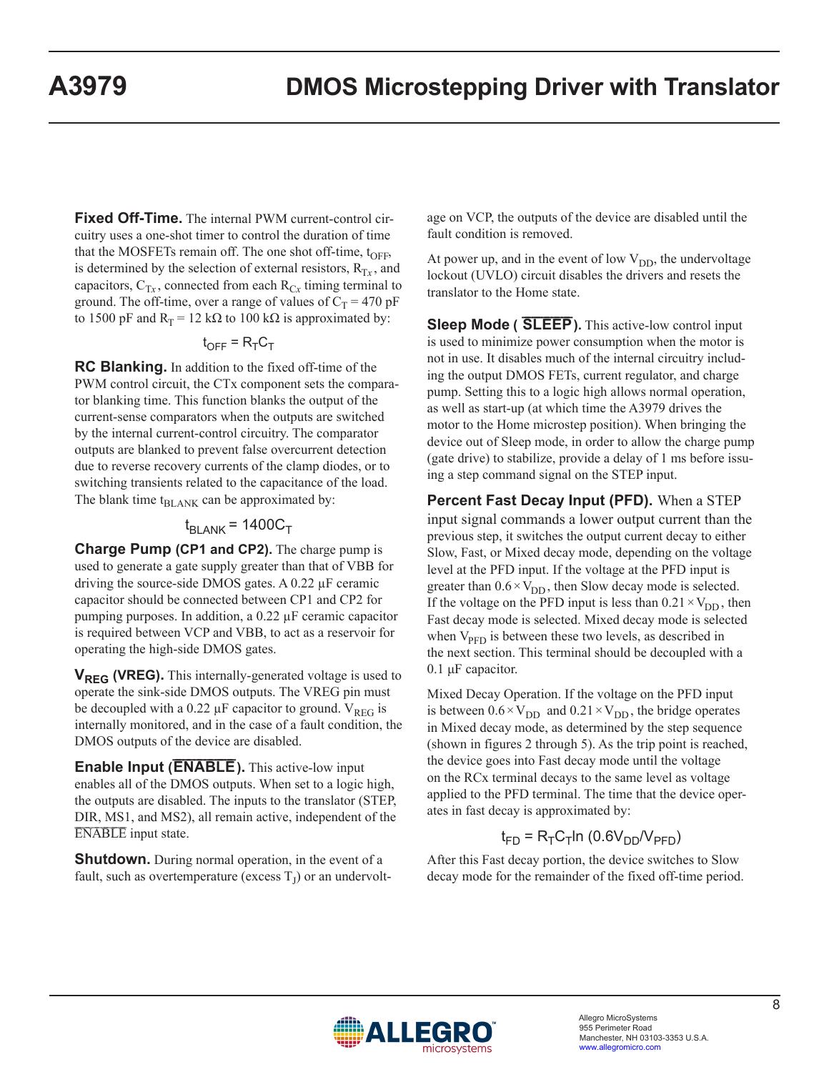**Fixed Off-Time.** The internal PWM current-control circuitry uses a one-shot timer to control the duration of time that the MOSFETs remain off. The one shot off-time, $t_{OFF}$, is determined by the selection of external resistors, $R_{Tx}$, and capacitors, $C_{Tx}$, connected from each $R_{Cx}$ timing terminal to ground. The off-time, over a range of values of $C_T$ = 470 pF to 1500 pF and $R_T$ = 12 kΩ to 100 kΩ is approximated by:

$$t_{OFF} = R_T C_T$$

**RC Blanking.** In addition to the fixed off-time of the PWM control circuit, the CTx component sets the comparator blanking time. This function blanks the output of the current-sense comparators when the outputs are switched by the internal current-control circuitry. The comparator outputs are blanked to prevent false overcurrent detection due to reverse recovery currents of the clamp diodes, or to switching transients related to the capacitance of the load. The blank time $t_{BLANK}$ can be approximated by:

$$t_{BLANK} = 1400 C_T$$

**Charge Pump (CP1 and CP2).** The charge pump is used to generate a gate supply greater than that of VBB for driving the source-side DMOS gates. A 0.22 µF ceramic capacitor should be connected between CP1 and CP2 for pumping purposes. In addition, a 0.22 µF ceramic capacitor is required between VCP and VBB, to act as a reservoir for operating the high-side DMOS gates.

**$V_{REG}$ (VREG).** This internally-generated voltage is used to operate the sink-side DMOS outputs. The VREG pin must be decoupled with a 0.22 µF capacitor to ground. $V_{REG}$ is internally monitored, and in the case of a fault condition, the DMOS outputs of the device are disabled.

**Enable Input ($\overline{\text{ENABLE}}$).** This active-low input enables all of the DMOS outputs. When set to a logic high, the outputs are disabled. The inputs to the translator (STEP, DIR, MS1, and MS2), all remain active, independent of the $\overline{\text{ENABLE}}$ input state.

**Shutdown.** During normal operation, in the event of a fault, such as overtemperature (excess $T_J$) or an undervoltage on VCP, the outputs of the device are disabled until the fault condition is removed.

At power up, and in the event of low $V_{DD}$, the undervoltage lockout (UVLO) circuit disables the drivers and resets the translator to the Home state.

**Sleep Mode ($\overline{\text{SLEEP}}$).** This active-low control input is used to minimize power consumption when the motor is not in use. It disables much of the internal circuitry including the output DMOS FETs, current regulator, and charge pump. Setting this to a logic high allows normal operation, as well as start-up (at which time the A3979 drives the motor to the Home microstep position). When bringing the device out of Sleep mode, in order to allow the charge pump (gate drive) to stabilize, provide a delay of 1 ms before issuing a step command signal on the STEP input.

**Percent Fast Decay Input (PFD).** When a STEP input signal commands a lower output current than the previous step, it switches the output current decay to either Slow, Fast, or Mixed decay mode, depending on the voltage level at the PFD input. If the voltage at the PFD input is greater than $0.6 \times V_{DD}$, then Slow decay mode is selected. If the voltage on the PFD input is less than $0.21 \times V_{DD}$, then Fast decay mode is selected. Mixed decay mode is selected when $V_{PFD}$ is between these two levels, as described in the next section. This terminal should be decoupled with a 0.1 µF capacitor.

Mixed Decay Operation. If the voltage on the PFD input is between $0.6 \times V_{DD}$ and $0.21 \times V_{DD}$, the bridge operates in Mixed decay mode, as determined by the step sequence (shown in figures 2 through 5). As the trip point is reached, the device goes into Fast decay mode until the voltage on the RCx terminal decays to the same level as voltage applied to the PFD terminal. The time that the device operates in fast decay is approximated by:

$$t_{FD} = R_T C_T \ln (0.6 V_{DD} / V_{PFD})$$

After this Fast decay portion, the device switches to Slow decay mode for the remainder of the fixed off-time period.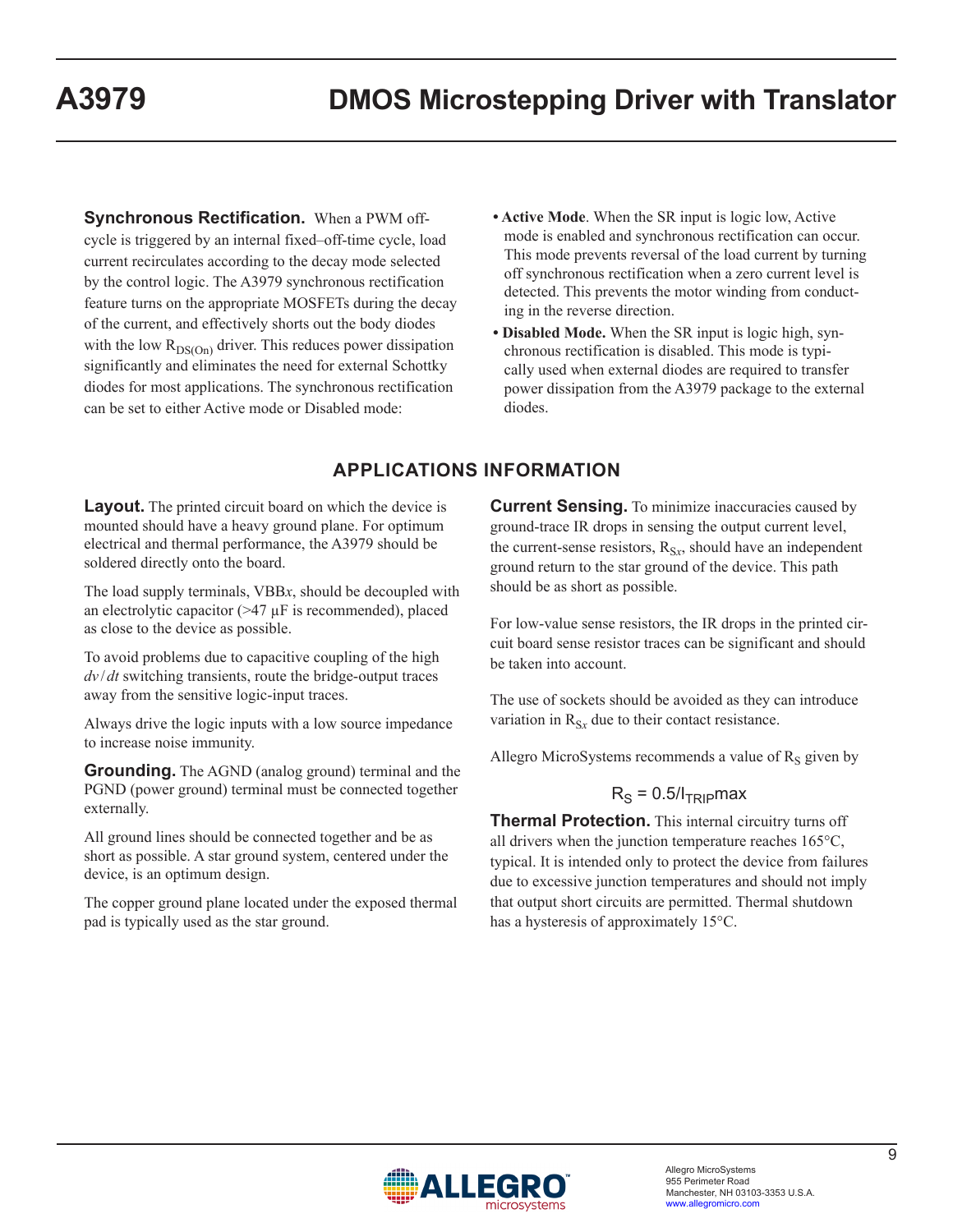**Synchronous Rectification.** When a PWM off-cycle is triggered by an internal fixed–off-time cycle, load current recirculates according to the decay mode selected by the control logic. The A3979 synchronous rectification feature turns on the appropriate MOSFETs during the decay of the current, and effectively shorts out the body diodes with the low $R_{DS(On)}$ driver. This reduces power dissipation significantly and eliminates the need for external Schottky diodes for most applications. The synchronous rectification can be set to either Active mode or Disabled mode:

- **Active Mode**. When the SR input is logic low, Active mode is enabled and synchronous rectification can occur. This mode prevents reversal of the load current by turning off synchronous rectification when a zero current level is detected. This prevents the motor winding from conducting in the reverse direction.
- **Disabled Mode.** When the SR input is logic high, synchronous rectification is disabled. This mode is typically used when external diodes are required to transfer power dissipation from the A3979 package to the external diodes.

## APPLICATIONS INFORMATION

**Layout.** The printed circuit board on which the device is mounted should have a heavy ground plane. For optimum electrical and thermal performance, the A3979 should be soldered directly onto the board.

The load supply terminals, VBB*x*, should be decoupled with an electrolytic capacitor (>47 µF is recommended), placed as close to the device as possible.

To avoid problems due to capacitive coupling of the high $dv/dt$ switching transients, route the bridge-output traces away from the sensitive logic-input traces.

Always drive the logic inputs with a low source impedance to increase noise immunity.

**Grounding.** The AGND (analog ground) terminal and the PGND (power ground) terminal must be connected together externally.

All ground lines should be connected together and be as short as possible. A star ground system, centered under the device, is an optimum design.

The copper ground plane located under the exposed thermal pad is typically used as the star ground.

**Current Sensing.** To minimize inaccuracies caused by ground-trace IR drops in sensing the output current level, the current-sense resistors, $R_{Sx}$, should have an independent ground return to the star ground of the device. This path should be as short as possible.

For low-value sense resistors, the IR drops in the printed circuit board sense resistor traces can be significant and should be taken into account.

The use of sockets should be avoided as they can introduce variation in $R_{Sx}$ due to their contact resistance.

Allegro MicroSystems recommends a value of $R_S$ given by

$$R_S = 0.5/I_{TRIP}\text{max}$$

**Thermal Protection.** This internal circuitry turns off all drivers when the junction temperature reaches 165°C, typical. It is intended only to protect the device from failures due to excessive junction temperatures and should not imply that output short circuits are permitted. Thermal shutdown has a hysteresis of approximately 15°C.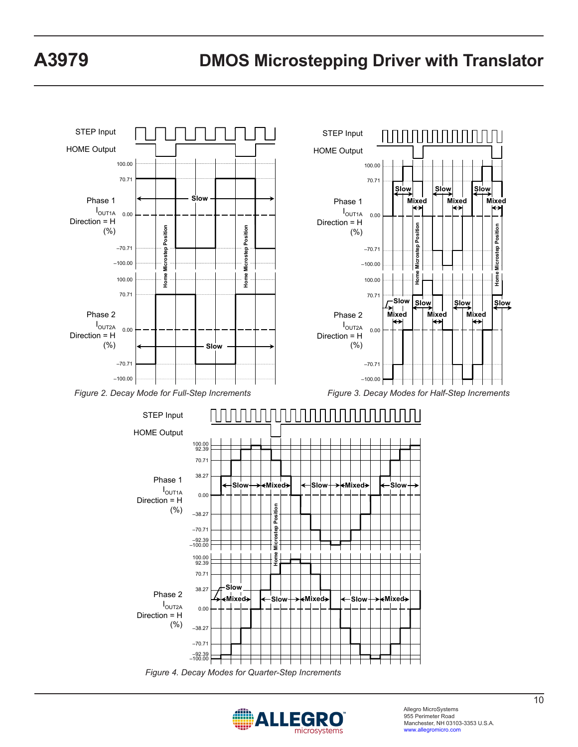STEP Input

HOME Output

Phase 1
$I_{OUT1A}$
Direction = H
(%)

Phase 2
$I_{OUT2A}$
Direction = H
(%)

*Figure 2. Decay Mode for Full-Step Increments*

*Figure 3. Decay Modes for Half-Step Increments*

*Figure 4. Decay Modes for Quarter-Step Increments*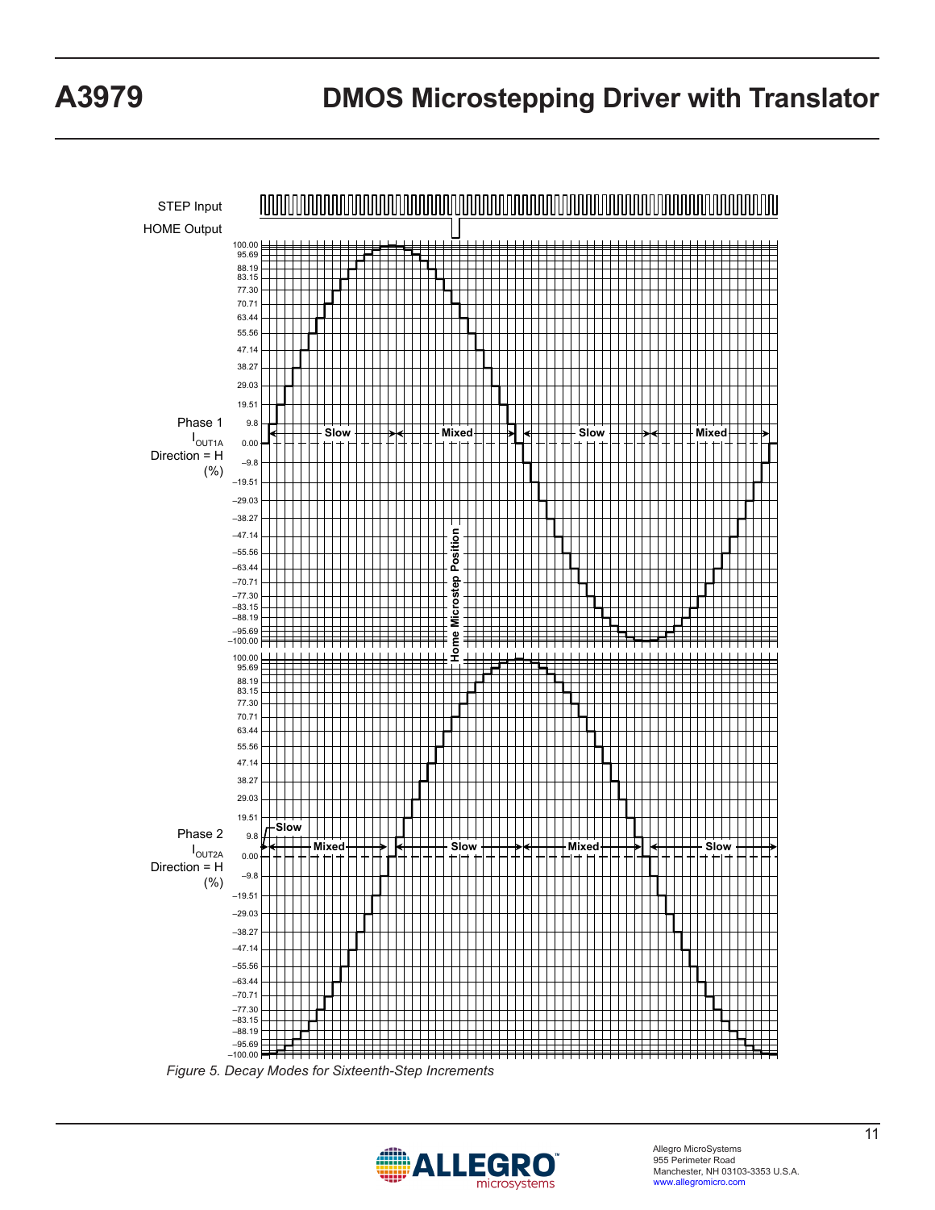STEP Input

HOME Output

Phase 1
$I_{OUT1A}$
Direction = H
(%)

100.00
95.69
88.19
83.15
77.30
70.71
63.44
55.56
47.14
38.27
29.03
19.51
9.8
0.00
–9.8
–19.51
–29.03
–38.27
–47.14
–55.56
–63.44
–70.71
–77.30
–83.15
–88.19
–95.69
–100.00

Slow | Mixed | Slow | Mixed

Home Microstep Position

Phase 2
$I_{OUT2A}$
Direction = H
(%)

100.00
95.69
88.19
83.15
77.30
70.71
63.44
55.56
47.14
38.27
29.03
19.51
9.8
0.00
–9.8
–19.51
–29.03
–38.27
–47.14
–55.56
–63.44
–70.71
–77.30
–83.15
–88.19
–95.69
–100.00

Slow | Mixed | Slow | Mixed | Slow

*Figure 5. Decay Modes for Sixteenth-Step Increments*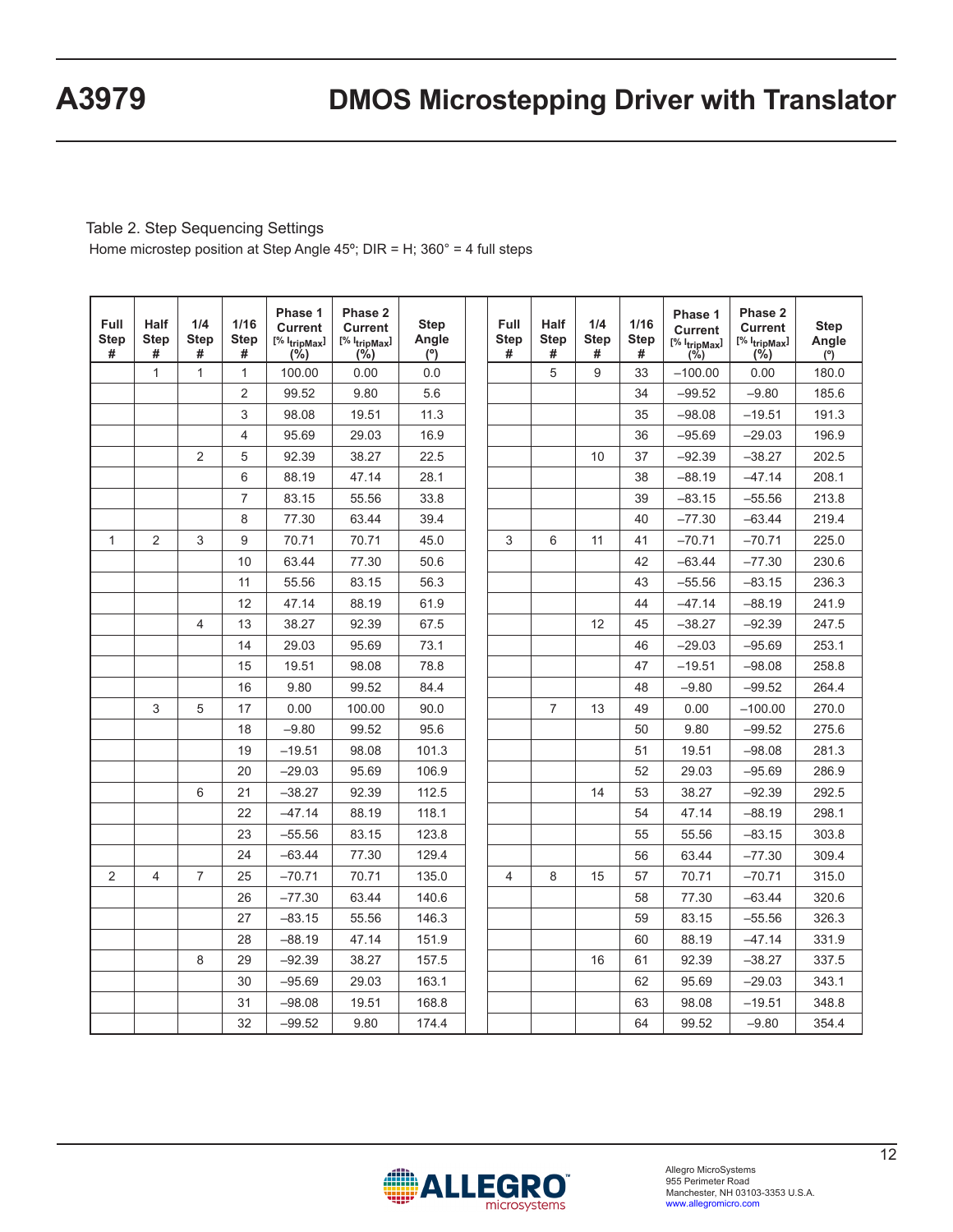Table 2. Step Sequencing Settings

Home microstep position at Step Angle 45º; DIR = H; 360° = 4 full steps

| Full Step # | Half Step # | 1/4 Step # | 1/16 Step # | Phase 1 Current [% $I_{tripMax}$] (%) | Phase 2 Current [% $I_{tripMax}$] (%) | Step Angle (º) | Full Step # | Half Step # | 1/4 Step # | 1/16 Step # | Phase 1 Current [% $I_{tripMax}$] (%) | Phase 2 Current [% $I_{tripMax}$] (%) | Step Angle (º) |
|---|---|---|---|---|---|---|---|---|---|---|---|---|---|
| | 1 | 1 | 1 | 100.00 | 0.00 | 0.0 | | 5 | 9 | 33 | –100.00 | 0.00 | 180.0 |
| | | | 2 | 99.52 | 9.80 | 5.6 | | | | 34 | –99.52 | –9.80 | 185.6 |
| | | | 3 | 98.08 | 19.51 | 11.3 | | | | 35 | –98.08 | –19.51 | 191.3 |
| | | | 4 | 95.69 | 29.03 | 16.9 | | | | 36 | –95.69 | –29.03 | 196.9 |
| | | 2 | 5 | 92.39 | 38.27 | 22.5 | | | 10 | 37 | –92.39 | –38.27 | 202.5 |
| | | | 6 | 88.19 | 47.14 | 28.1 | | | | 38 | –88.19 | –47.14 | 208.1 |
| | | | 7 | 83.15 | 55.56 | 33.8 | | | | 39 | –83.15 | –55.56 | 213.8 |
| | | | 8 | 77.30 | 63.44 | 39.4 | | | | 40 | –77.30 | –63.44 | 219.4 |
| 1 | 2 | 3 | 9 | 70.71 | 70.71 | 45.0 | 3 | 6 | 11 | 41 | –70.71 | –70.71 | 225.0 |
| | | | 10 | 63.44 | 77.30 | 50.6 | | | | 42 | –63.44 | –77.30 | 230.6 |
| | | | 11 | 55.56 | 83.15 | 56.3 | | | | 43 | –55.56 | –83.15 | 236.3 |
| | | | 12 | 47.14 | 88.19 | 61.9 | | | | 44 | –47.14 | –88.19 | 241.9 |
| | | 4 | 13 | 38.27 | 92.39 | 67.5 | | | 12 | 45 | –38.27 | –92.39 | 247.5 |
| | | | 14 | 29.03 | 95.69 | 73.1 | | | | 46 | –29.03 | –95.69 | 253.1 |
| | | | 15 | 19.51 | 98.08 | 78.8 | | | | 47 | –19.51 | –98.08 | 258.8 |
| | | | 16 | 9.80 | 99.52 | 84.4 | | | | 48 | –9.80 | –99.52 | 264.4 |
| | 3 | 5 | 17 | 0.00 | 100.00 | 90.0 | | 7 | 13 | 49 | 0.00 | –100.00 | 270.0 |
| | | | 18 | –9.80 | 99.52 | 95.6 | | | | 50 | 9.80 | –99.52 | 275.6 |
| | | | 19 | –19.51 | 98.08 | 101.3 | | | | 51 | 19.51 | –98.08 | 281.3 |
| | | | 20 | –29.03 | 95.69 | 106.9 | | | | 52 | 29.03 | –95.69 | 286.9 |
| | | 6 | 21 | –38.27 | 92.39 | 112.5 | | | 14 | 53 | 38.27 | –92.39 | 292.5 |
| | | | 22 | –47.14 | 88.19 | 118.1 | | | | 54 | 47.14 | –88.19 | 298.1 |
| | | | 23 | –55.56 | 83.15 | 123.8 | | | | 55 | 55.56 | –83.15 | 303.8 |
| | | | 24 | –63.44 | 77.30 | 129.4 | | | | 56 | 63.44 | –77.30 | 309.4 |
| 2 | 4 | 7 | 25 | –70.71 | 70.71 | 135.0 | 4 | 8 | 15 | 57 | 70.71 | –70.71 | 315.0 |
| | | | 26 | –77.30 | 63.44 | 140.6 | | | | 58 | 77.30 | –63.44 | 320.6 |
| | | | 27 | –83.15 | 55.56 | 146.3 | | | | 59 | 83.15 | –55.56 | 326.3 |
| | | | 28 | –88.19 | 47.14 | 151.9 | | | | 60 | 88.19 | –47.14 | 331.9 |
| | | 8 | 29 | –92.39 | 38.27 | 157.5 | | | 16 | 61 | 92.39 | –38.27 | 337.5 |
| | | | 30 | –95.69 | 29.03 | 163.1 | | | | 62 | 95.69 | –29.03 | 343.1 |
| | | | 31 | –98.08 | 19.51 | 168.8 | | | | 63 | 98.08 | –19.51 | 348.8 |
| | | | 32 | –99.52 | 9.80 | 174.4 | | | | 64 | 99.52 | –9.80 | 354.4 |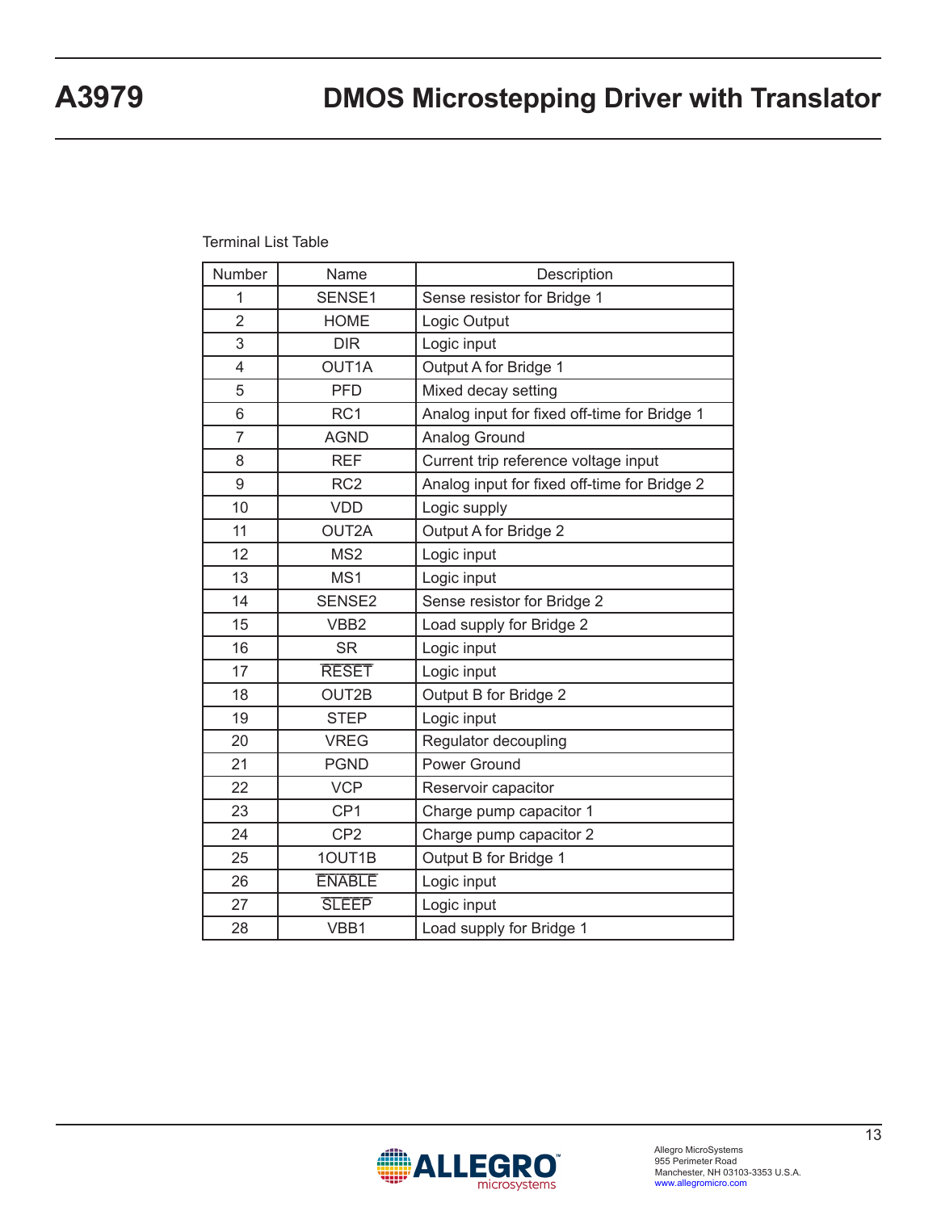Terminal List Table

| Number | Name | Description |
|---|---|---|
| 1 | SENSE1 | Sense resistor for Bridge 1 |
| 2 | HOME | Logic Output |
| 3 | DIR | Logic input |
| 4 | OUT1A | Output A for Bridge 1 |
| 5 | PFD | Mixed decay setting |
| 6 | RC1 | Analog input for fixed off-time for Bridge 1 |
| 7 | AGND | Analog Ground |
| 8 | REF | Current trip reference voltage input |
| 9 | RC2 | Analog input for fixed off-time for Bridge 2 |
| 10 | VDD | Logic supply |
| 11 | OUT2A | Output A for Bridge 2 |
| 12 | MS2 | Logic input |
| 13 | MS1 | Logic input |
| 14 | SENSE2 | Sense resistor for Bridge 2 |
| 15 | VBB2 | Load supply for Bridge 2 |
| 16 | SR | Logic input |
| 17 | $\overline{\text{RESET}}$ | Logic input |
| 18 | OUT2B | Output B for Bridge 2 |
| 19 | STEP | Logic input |
| 20 | VREG | Regulator decoupling |
| 21 | PGND | Power Ground |
| 22 | VCP | Reservoir capacitor |
| 23 | CP1 | Charge pump capacitor 1 |
| 24 | CP2 | Charge pump capacitor 2 |
| 25 | 1OUT1B | Output B for Bridge 1 |
| 26 | $\overline{\text{ENABLE}}$ | Logic input |
| 27 | $\overline{\text{SLEEP}}$ | Logic input |
| 28 | VBB1 | Load supply for Bridge 1 |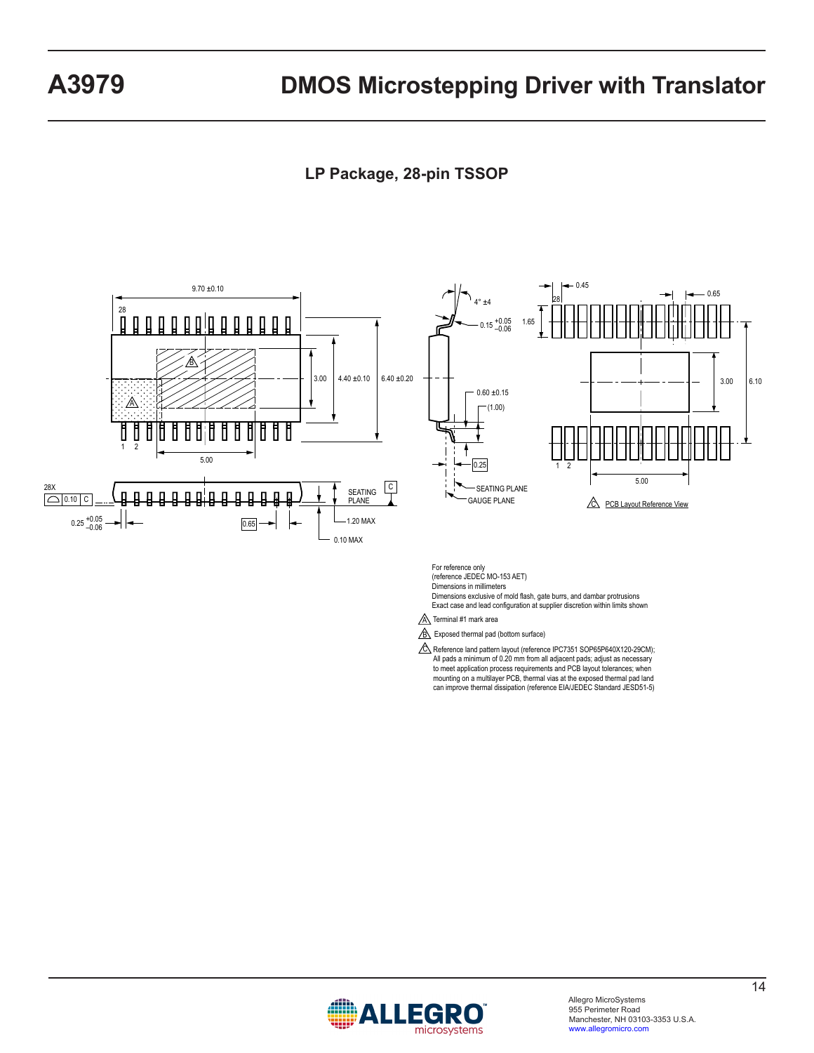## LP Package, 28-pin TSSOP

9.70 ±0.10

28

A

B

1 2

5.00

3.00

4.40 ±0.10

6.40 ±0.20

4° ±4

0.15 +0.05 −0.06

0.60 ±0.15

(1.00)

0.25

SEATING PLANE

GAUGE PLANE

0.45

0.65

1.65

28

3.00

6.10

1 2

5.00

C PCB Layout Reference View

28X

0.10 C

SEATING PLANE

C

0.25 +0.05 −0.06

0.65

1.20 MAX

0.10 MAX

For reference only
(reference JEDEC MO-153 AET)
Dimensions in millimeters
Dimensions exclusive of mold flash, gate burrs, and dambar protrusions
Exact case and lead configuration at supplier discretion within limits shown

A Terminal #1 mark area

B Exposed thermal pad (bottom surface)

C Reference land pattern layout (reference IPC7351 SOP65P640X120-29CM); All pads a minimum of 0.20 mm from all adjacent pads; adjust as necessary to meet application process requirements and PCB layout tolerances; when mounting on a multilayer PCB, thermal vias at the exposed thermal pad land can improve thermal dissipation (reference EIA/JEDEC Standard JESD51-5)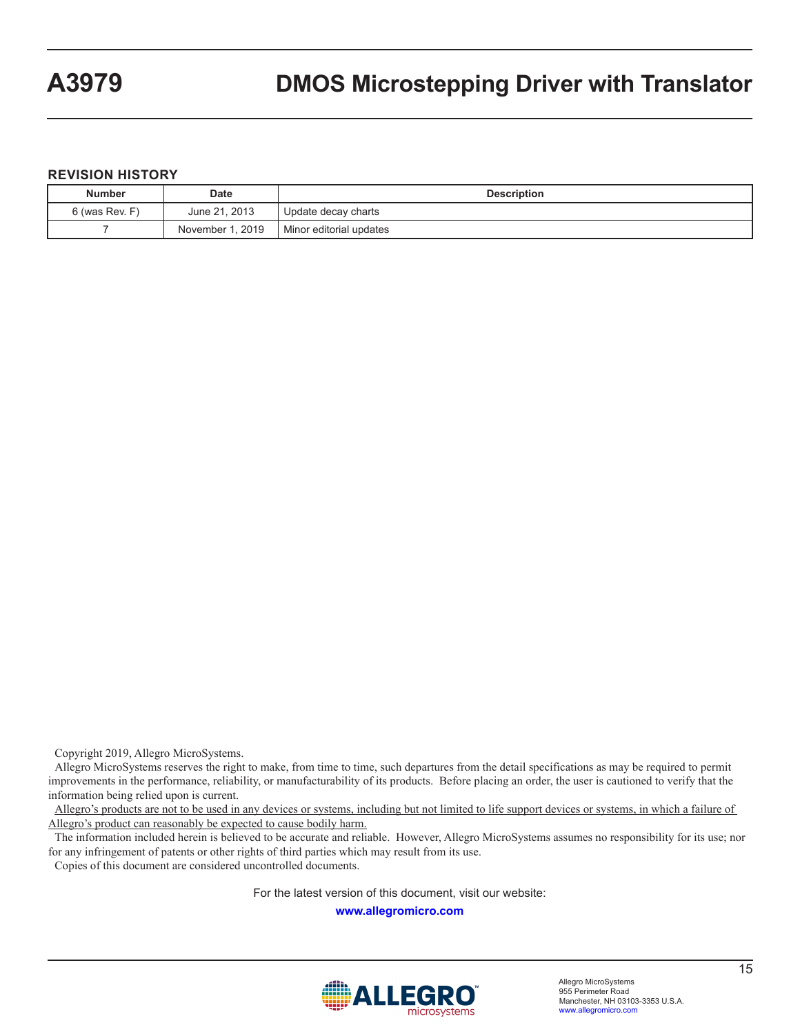### REVISION HISTORY

| Number | Date | Description |
|---|---|---|
| 6 (was Rev. F) | June 21, 2013 | Update decay charts |
| 7 | November 1, 2019 | Minor editorial updates |

Copyright 2019, Allegro MicroSystems.

Allegro MicroSystems reserves the right to make, from time to time, such departures from the detail specifications as may be required to permit improvements in the performance, reliability, or manufacturability of its products. Before placing an order, the user is cautioned to verify that the information being relied upon is current.

Allegro's products are not to be used in any devices or systems, including but not limited to life support devices or systems, in which a failure of Allegro's product can reasonably be expected to cause bodily harm.

The information included herein is believed to be accurate and reliable. However, Allegro MicroSystems assumes no responsibility for its use; nor for any infringement of patents or other rights of third parties which may result from its use.

Copies of this document are considered uncontrolled documents.

For the latest version of this document, visit our website:

**www.allegromicro.com**